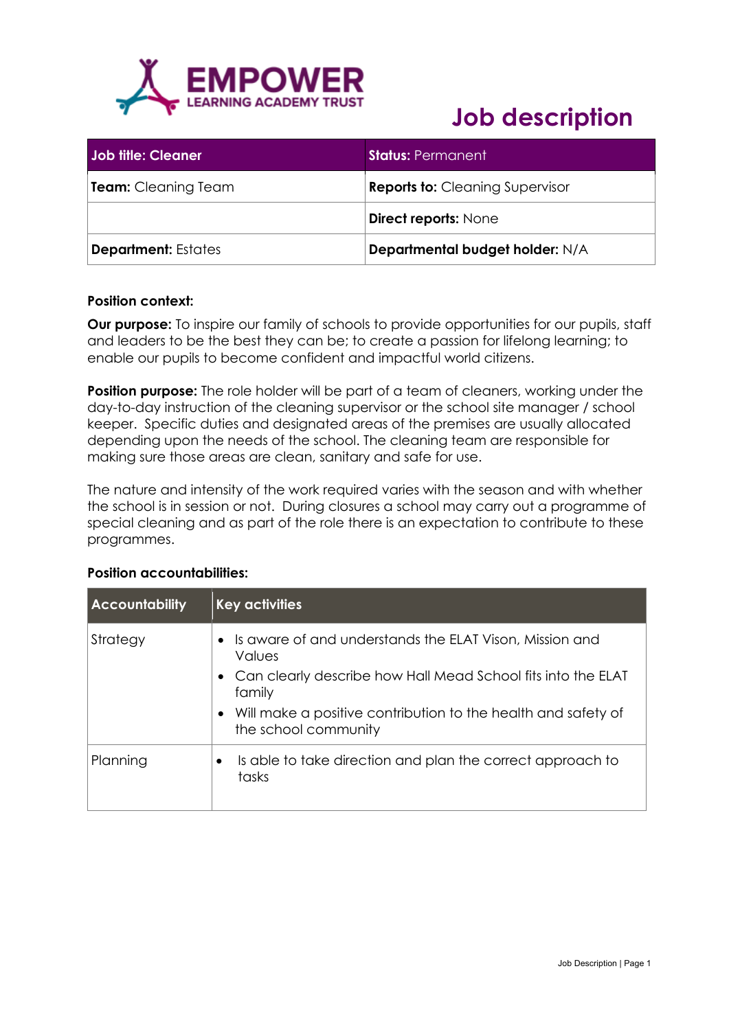EMPOWER LEARNING ACADEMY TRUST

# Job description

| Job title: Cleaner | Status: Permanent |
|---|---|
| **Team:** Cleaning Team | **Reports to:** Cleaning Supervisor |
| | **Direct reports:** None |
| **Department:** Estates | **Departmental budget holder:** N/A |

**Position context:**

**Our purpose:** To inspire our family of schools to provide opportunities for our pupils, staff and leaders to be the best they can be; to create a passion for lifelong learning; to enable our pupils to become confident and impactful world citizens.

**Position purpose:** The role holder will be part of a team of cleaners, working under the day-to-day instruction of the cleaning supervisor or the school site manager / school keeper. Specific duties and designated areas of the premises are usually allocated depending upon the needs of the school. The cleaning team are responsible for making sure those areas are clean, sanitary and safe for use.

The nature and intensity of the work required varies with the season and with whether the school is in session or not. During closures a school may carry out a programme of special cleaning and as part of the role there is an expectation to contribute to these programmes.

**Position accountabilities:**

| Accountability | Key activities |
|---|---|
| Strategy | • Is aware of and understands the ELAT Vison, Mission and Values<br>• Can clearly describe how Hall Mead School fits into the ELAT family<br>• Will make a positive contribution to the health and safety of the school community |
| Planning | • Is able to take direction and plan the correct approach to tasks |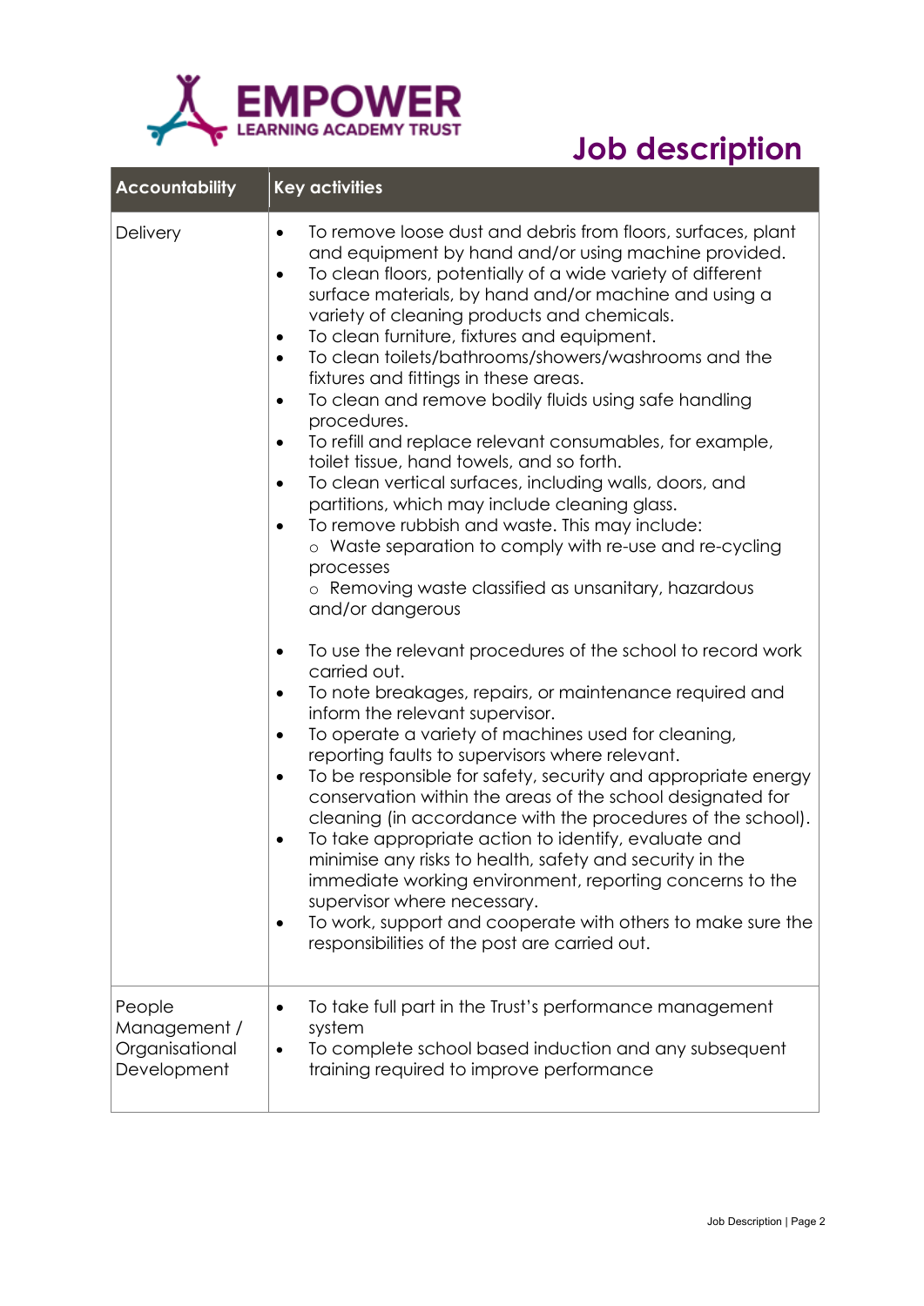# Job description

| Accountability | Key activities |
| --- | --- |
| Delivery | • To remove loose dust and debris from floors, surfaces, plant and equipment by hand and/or using machine provided.<br>• To clean floors, potentially of a wide variety of different surface materials, by hand and/or machine and using a variety of cleaning products and chemicals.<br>• To clean furniture, fixtures and equipment.<br>• To clean toilets/bathrooms/showers/washrooms and the fixtures and fittings in these areas.<br>• To clean and remove bodily fluids using safe handling procedures.<br>• To refill and replace relevant consumables, for example, toilet tissue, hand towels, and so forth.<br>• To clean vertical surfaces, including walls, doors, and partitions, which may include cleaning glass.<br>• To remove rubbish and waste. This may include:<br>  ○ Waste separation to comply with re-use and re-cycling processes<br>  ○ Removing waste classified as unsanitary, hazardous and/or dangerous<br>• To use the relevant procedures of the school to record work carried out.<br>• To note breakages, repairs, or maintenance required and inform the relevant supervisor.<br>• To operate a variety of machines used for cleaning, reporting faults to supervisors where relevant.<br>• To be responsible for safety, security and appropriate energy conservation within the areas of the school designated for cleaning (in accordance with the procedures of the school).<br>• To take appropriate action to identify, evaluate and minimise any risks to health, safety and security in the immediate working environment, reporting concerns to the supervisor where necessary.<br>• To work, support and cooperate with others to make sure the responsibilities of the post are carried out. |
| People Management / Organisational Development | • To take full part in the Trust's performance management system<br>• To complete school based induction and any subsequent training required to improve performance |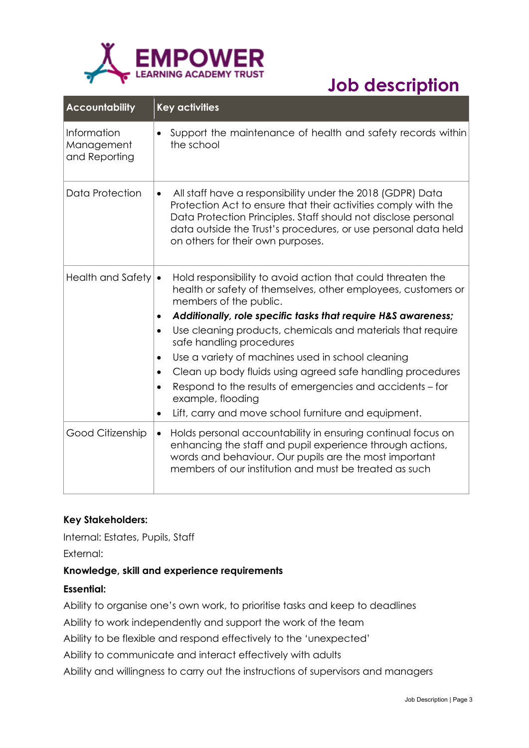# Job description

| Accountability | Key activities |
| --- | --- |
| Information Management and Reporting | • Support the maintenance of health and safety records within the school |
| Data Protection | • All staff have a responsibility under the 2018 (GDPR) Data Protection Act to ensure that their activities comply with the Data Protection Principles. Staff should not disclose personal data outside the Trust's procedures, or use personal data held on others for their own purposes. |
| Health and Safety | • Hold responsibility to avoid action that could threaten the health or safety of themselves, other employees, customers or members of the public.<br>• ***Additionally, role specific tasks that require H&S awareness;***<br>• Use cleaning products, chemicals and materials that require safe handling procedures<br>• Use a variety of machines used in school cleaning<br>• Clean up body fluids using agreed safe handling procedures<br>• Respond to the results of emergencies and accidents – for example, flooding<br>• Lift, carry and move school furniture and equipment. |
| Good Citizenship | • Holds personal accountability in ensuring continual focus on enhancing the staff and pupil experience through actions, words and behaviour. Our pupils are the most important members of our institution and must be treated as such |

**Key Stakeholders:**

Internal: Estates, Pupils, Staff

External:

**Knowledge, skill and experience requirements**

**Essential:**

Ability to organise one's own work, to prioritise tasks and keep to deadlines

Ability to work independently and support the work of the team

Ability to be flexible and respond effectively to the 'unexpected'

Ability to communicate and interact effectively with adults

Ability and willingness to carry out the instructions of supervisors and managers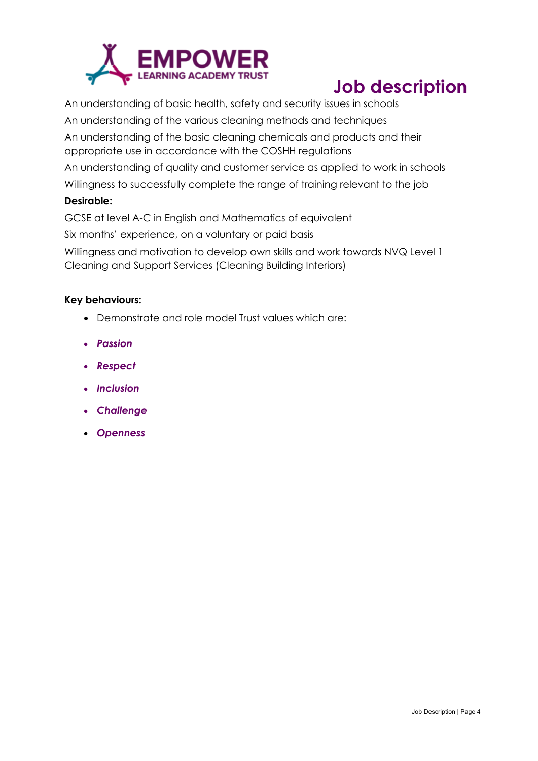An understanding of basic health, safety and security issues in schools

An understanding of the various cleaning methods and techniques

An understanding of the basic cleaning chemicals and products and their appropriate use in accordance with the COSHH regulations

An understanding of quality and customer service as applied to work in schools

Willingness to successfully complete the range of training relevant to the job

**Desirable:**

GCSE at level A-C in English and Mathematics of equivalent

Six months' experience, on a voluntary or paid basis

Willingness and motivation to develop own skills and work towards NVQ Level 1 Cleaning and Support Services (Cleaning Building Interiors)

**Key behaviours:**

- Demonstrate and role model Trust values which are:
- ***Passion***
- ***Respect***
- ***Inclusion***
- ***Challenge***
- ***Openness***